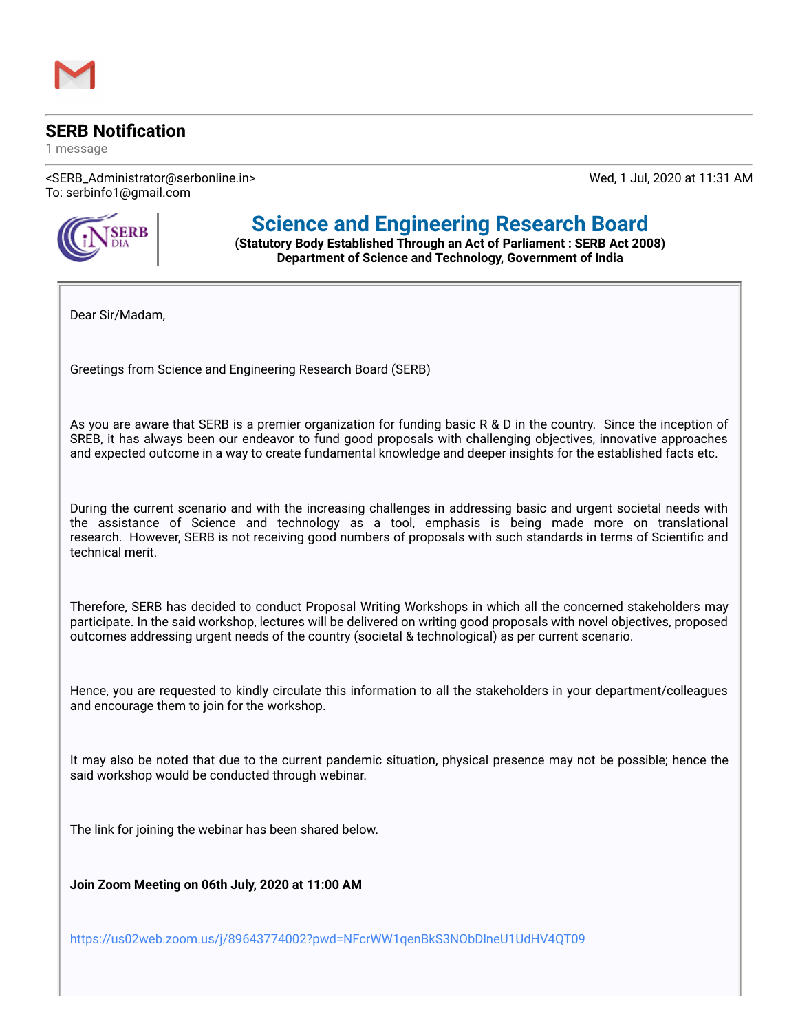# SERB Notification

1 message

<SERB_Administrator@serbonline.in>
To: serbinfo1@gmail.com

Wed, 1 Jul, 2020 at 11:31 AM

## Science and Engineering Research Board

**(Statutory Body Established Through an Act of Parliament : SERB Act 2008)**
**Department of Science and Technology, Government of India**

Dear Sir/Madam,

Greetings from Science and Engineering Research Board (SERB)

As you are aware that SERB is a premier organization for funding basic R & D in the country. Since the inception of SREB, it has always been our endeavor to fund good proposals with challenging objectives, innovative approaches and expected outcome in a way to create fundamental knowledge and deeper insights for the established facts etc.

During the current scenario and with the increasing challenges in addressing basic and urgent societal needs with the assistance of Science and technology as a tool, emphasis is being made more on translational research. However, SERB is not receiving good numbers of proposals with such standards in terms of Scientific and technical merit.

Therefore, SERB has decided to conduct Proposal Writing Workshops in which all the concerned stakeholders may participate. In the said workshop, lectures will be delivered on writing good proposals with novel objectives, proposed outcomes addressing urgent needs of the country (societal & technological) as per current scenario.

Hence, you are requested to kindly circulate this information to all the stakeholders in your department/colleagues and encourage them to join for the workshop.

It may also be noted that due to the current pandemic situation, physical presence may not be possible; hence the said workshop would be conducted through webinar.

The link for joining the webinar has been shared below.

**Join Zoom Meeting on 06th July, 2020 at 11:00 AM**

https://us02web.zoom.us/j/89643774002?pwd=NFcrWW1qenBkS3NObDlneU1UdHV4QT09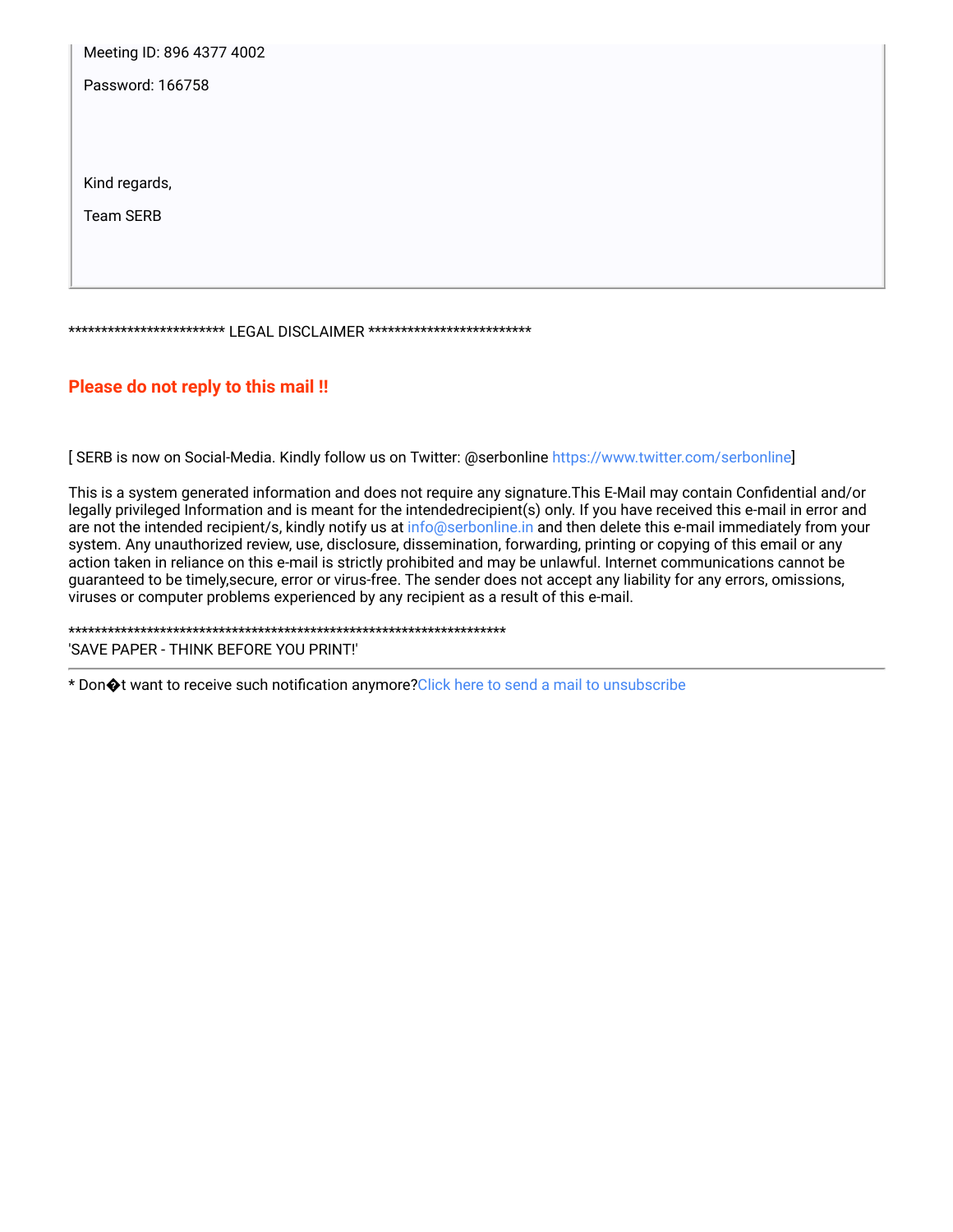Meeting ID: 896 4377 4002

Password: 166758

Kind regards,

Team SERB

************************ LEGAL DISCLAIMER *************************

**Please do not reply to this mail !!**

[ SERB is now on Social-Media. Kindly follow us on Twitter: @serbonline https://www.twitter.com/serbonline]

This is a system generated information and does not require any signature.This E-Mail may contain Confidential and/or legally privileged Information and is meant for the intendedrecipient(s) only. If you have received this e-mail in error and are not the intended recipient/s, kindly notify us at info@serbonline.in and then delete this e-mail immediately from your system. Any unauthorized review, use, disclosure, dissemination, forwarding, printing or copying of this email or any action taken in reliance on this e-mail is strictly prohibited and may be unlawful. Internet communications cannot be guaranteed to be timely,secure, error or virus-free. The sender does not accept any liability for any errors, omissions, viruses or computer problems experienced by any recipient as a result of this e-mail.

********************************************************************
'SAVE PAPER - THINK BEFORE YOU PRINT!'

---

* Don�t want to receive such notification anymore?Click here to send a mail to unsubscribe